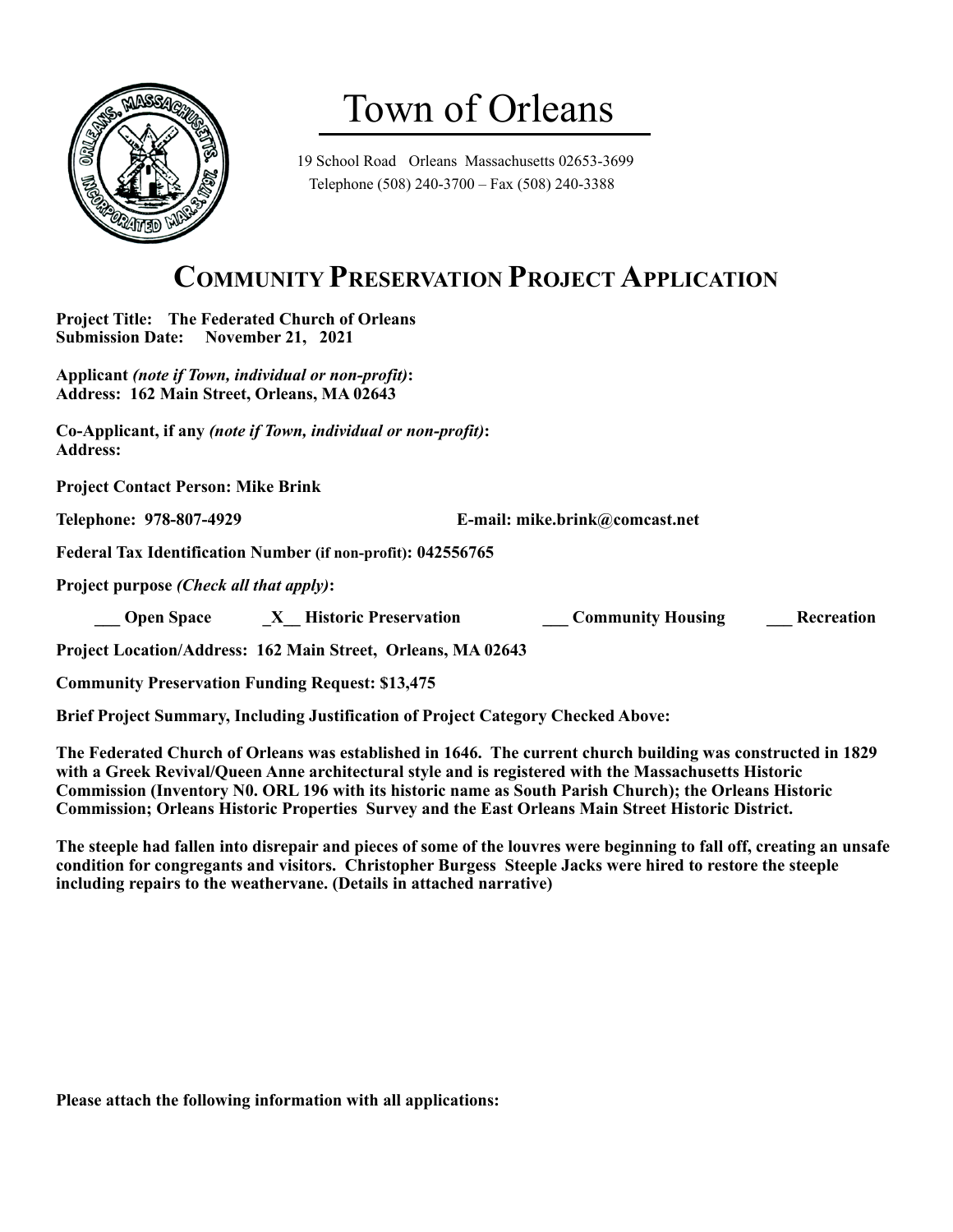# Town of Orleans

19 School Road Orleans Massachusetts 02653-3699
Telephone (508) 240-3700 – Fax (508) 240-3388

## COMMUNITY PRESERVATION PROJECT APPLICATION

**Project Title: The Federated Church of Orleans**
**Submission Date: November 21, 2021**

**Applicant *(note if Town, individual or non-profit)*:**
**Address: 162 Main Street, Orleans, MA 02643**

**Co-Applicant, if any *(note if Town, individual or non-profit)*:**
**Address:**

**Project Contact Person: Mike Brink**

**Telephone: 978-807-4929** **E-mail: mike.brink@comcast.net**

**Federal Tax Identification Number (if non-profit): 042556765**

**Project purpose *(Check all that apply)*:**

**___ Open Space _X__ Historic Preservation ___ Community Housing ___ Recreation**

**Project Location/Address: 162 Main Street, Orleans, MA 02643**

**Community Preservation Funding Request: $13,475**

**Brief Project Summary, Including Justification of Project Category Checked Above:**

**The Federated Church of Orleans was established in 1646. The current church building was constructed in 1829 with a Greek Revival/Queen Anne architectural style and is registered with the Massachusetts Historic Commission (Inventory N0. ORL 196 with its historic name as South Parish Church); the Orleans Historic Commission; Orleans Historic Properties Survey and the East Orleans Main Street Historic District.**

**The steeple had fallen into disrepair and pieces of some of the louvres were beginning to fall off, creating an unsafe condition for congregants and visitors. Christopher Burgess Steeple Jacks were hired to restore the steeple including repairs to the weathervane. (Details in attached narrative)**

**Please attach the following information with all applications:**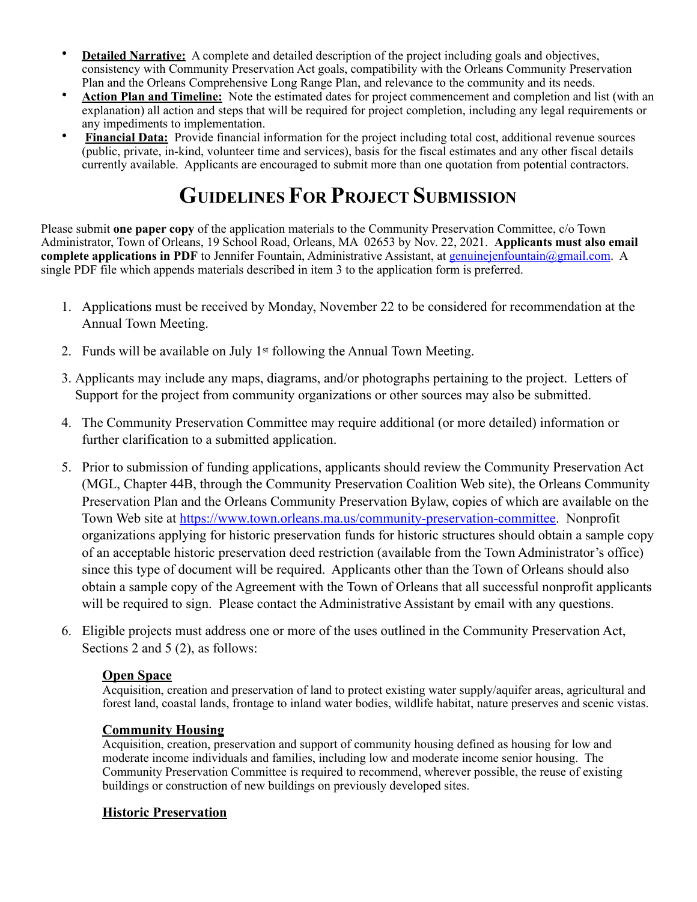- **Detailed Narrative:** A complete and detailed description of the project including goals and objectives, consistency with Community Preservation Act goals, compatibility with the Orleans Community Preservation Plan and the Orleans Comprehensive Long Range Plan, and relevance to the community and its needs.
- **Action Plan and Timeline:** Note the estimated dates for project commencement and completion and list (with an explanation) all action and steps that will be required for project completion, including any legal requirements or any impediments to implementation.
- **Financial Data:** Provide financial information for the project including total cost, additional revenue sources (public, private, in-kind, volunteer time and services), basis for the fiscal estimates and any other fiscal details currently available. Applicants are encouraged to submit more than one quotation from potential contractors.

# Guidelines For Project Submission

Please submit **one paper copy** of the application materials to the Community Preservation Committee, c/o Town Administrator, Town of Orleans, 19 School Road, Orleans, MA 02653 by Nov. 22, 2021. **Applicants must also email complete applications in PDF** to Jennifer Fountain, Administrative Assistant, at genuinejenfountain@gmail.com. A single PDF file which appends materials described in item 3 to the application form is preferred.

1. Applications must be received by Monday, November 22 to be considered for recommendation at the Annual Town Meeting.
2. Funds will be available on July 1st following the Annual Town Meeting.
3. Applicants may include any maps, diagrams, and/or photographs pertaining to the project. Letters of Support for the project from community organizations or other sources may also be submitted.
4. The Community Preservation Committee may require additional (or more detailed) information or further clarification to a submitted application.
5. Prior to submission of funding applications, applicants should review the Community Preservation Act (MGL, Chapter 44B, through the Community Preservation Coalition Web site), the Orleans Community Preservation Plan and the Orleans Community Preservation Bylaw, copies of which are available on the Town Web site at https://www.town.orleans.ma.us/community-preservation-committee. Nonprofit organizations applying for historic preservation funds for historic structures should obtain a sample copy of an acceptable historic preservation deed restriction (available from the Town Administrator's office) since this type of document will be required. Applicants other than the Town of Orleans should also obtain a sample copy of the Agreement with the Town of Orleans that all successful nonprofit applicants will be required to sign. Please contact the Administrative Assistant by email with any questions.
6. Eligible projects must address one or more of the uses outlined in the Community Preservation Act, Sections 2 and 5 (2), as follows:

   **Open Space**
   Acquisition, creation and preservation of land to protect existing water supply/aquifer areas, agricultural and forest land, coastal lands, frontage to inland water bodies, wildlife habitat, nature preserves and scenic vistas.

   **Community Housing**
   Acquisition, creation, preservation and support of community housing defined as housing for low and moderate income individuals and families, including low and moderate income senior housing. The Community Preservation Committee is required to recommend, wherever possible, the reuse of existing buildings or construction of new buildings on previously developed sites.

   **Historic Preservation**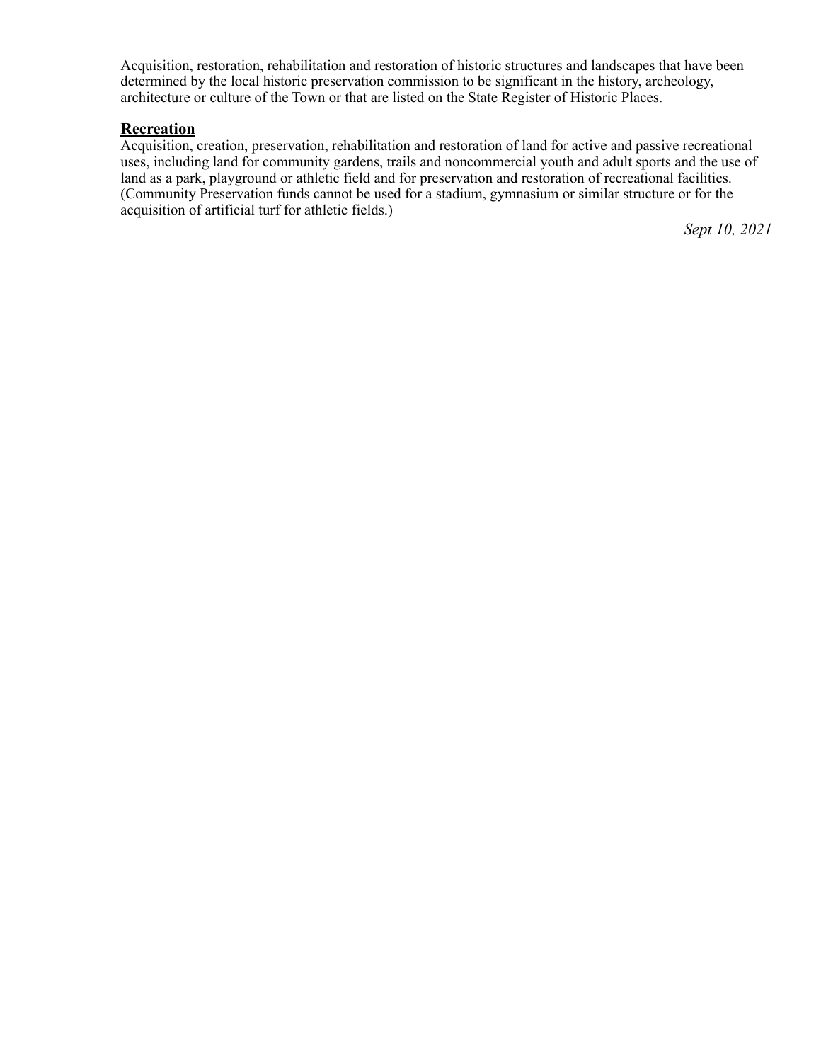Acquisition, restoration, rehabilitation and restoration of historic structures and landscapes that have been determined by the local historic preservation commission to be significant in the history, archeology, architecture or culture of the Town or that are listed on the State Register of Historic Places.

**Recreation**

Acquisition, creation, preservation, rehabilitation and restoration of land for active and passive recreational uses, including land for community gardens, trails and noncommercial youth and adult sports and the use of land as a park, playground or athletic field and for preservation and restoration of recreational facilities. (Community Preservation funds cannot be used for a stadium, gymnasium or similar structure or for the acquisition of artificial turf for athletic fields.)

*Sept 10, 2021*